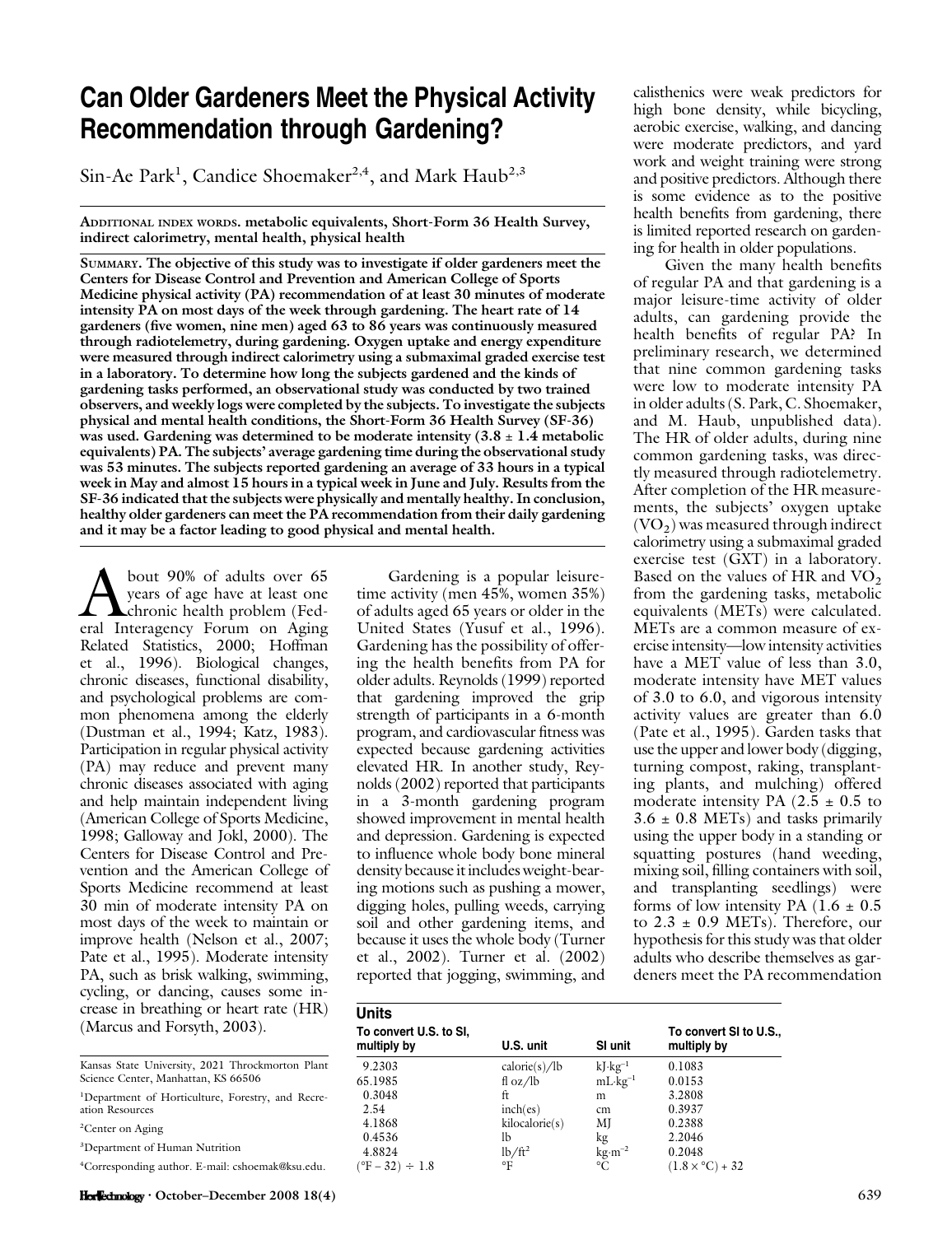# Can Older Gardeners Meet the Physical Activity Recommendation through Gardening?

Sin-Ae Park[1], Candice Shoemaker[2,4], and Mark Haub[2,3]

ADDITIONAL INDEX WORDS. metabolic equivalents, Short-Form 36 Health Survey, indirect calorimetry, mental health, physical health

SUMMARY. **The objective of this study was to investigate if older gardeners meet the Centers for Disease Control and Prevention and American College of Sports Medicine physical activity (PA) recommendation of at least 30 minutes of moderate intensity PA on most days of the week through gardening. The heart rate of 14 gardeners (five women, nine men) aged 63 to 86 years was continuously measured through radiotelemetry, during gardening. Oxygen uptake and energy expenditure were measured through indirect calorimetry using a submaximal graded exercise test in a laboratory. To determine how long the subjects gardened and the kinds of gardening tasks performed, an observational study was conducted by two trained observers, and weekly logs were completed by the subjects. To investigate the subjects physical and mental health conditions, the Short-Form 36 Health Survey (SF-36) was used. Gardening was determined to be moderate intensity (3.8 ± 1.4 metabolic equivalents) PA. The subjects' average gardening time during the observational study was 53 minutes. The subjects reported gardening an average of 33 hours in a typical week in May and almost 15 hours in a typical week in June and July. Results from the SF-36 indicated that the subjects were physically and mentally healthy. In conclusion, healthy older gardeners can meet the PA recommendation from their daily gardening and it may be a factor leading to good physical and mental health.**

About 90% of adults over 65 years of age have at least one chronic health problem (Federal Interagency Forum on Aging Related Statistics, 2000; Hoffman et al., 1996). Biological changes, chronic diseases, functional disability, and psychological problems are common phenomena among the elderly (Dustman et al., 1994; Katz, 1983). Participation in regular physical activity (PA) may reduce and prevent many chronic diseases associated with aging and help maintain independent living (American College of Sports Medicine, 1998; Galloway and Jokl, 2000). The Centers for Disease Control and Prevention and the American College of Sports Medicine recommend at least 30 min of moderate intensity PA on most days of the week to maintain or improve health (Nelson et al., 2007; Pate et al., 1995). Moderate intensity PA, such as brisk walking, swimming, cycling, or dancing, causes some increase in breathing or heart rate (HR) (Marcus and Forsyth, 2003).

Gardening is a popular leisure-time activity (men 45%, women 35%) of adults aged 65 years or older in the United States (Yusuf et al., 1996). Gardening has the possibility of offering the health benefits from PA for older adults. Reynolds (1999) reported that gardening improved the grip strength of participants in a 6-month program, and cardiovascular fitness was expected because gardening activities elevated HR. In another study, Reynolds (2002) reported that participants in a 3-month gardening program showed improvement in mental health and depression. Gardening is expected to influence whole body bone mineral density because it includes weight-bearing motions such as pushing a mower, digging holes, pulling weeds, carrying soil and other gardening items, and because it uses the whole body (Turner et al., 2002). Turner et al. (2002) reported that jogging, swimming, and calisthenics were weak predictors for high bone density, while bicycling, aerobic exercise, walking, and dancing were moderate predictors, and yard work and weight training were strong and positive predictors. Although there is some evidence as to the positive health benefits from gardening, there is limited reported research on gardening for health in older populations.

Given the many health benefits of regular PA and that gardening is a major leisure-time activity of older adults, can gardening provide the health benefits of regular PA? In preliminary research, we determined that nine common gardening tasks were low to moderate intensity PA in older adults (S. Park, C. Shoemaker, and M. Haub, unpublished data). The HR of older adults, during nine common gardening tasks, was directly measured through radiotelemetry. After completion of the HR measurements, the subjects' oxygen uptake ($VO_2$) was measured through indirect calorimetry using a submaximal graded exercise test (GXT) in a laboratory. Based on the values of HR and $VO_2$ from the gardening tasks, metabolic equivalents (METs) were calculated. METs are a common measure of exercise intensity—low intensity activities have a MET value of less than 3.0, moderate intensity have MET values of 3.0 to 6.0, and vigorous intensity activity values are greater than 6.0 (Pate et al., 1995). Garden tasks that use the upper and lower body (digging, turning compost, raking, transplanting plants, and mulching) offered moderate intensity PA (2.5 ± 0.5 to 3.6 ± 0.8 METs) and tasks primarily using the upper body in a standing or squatting postures (hand weeding, mixing soil, filling containers with soil, and transplanting seedlings) were forms of low intensity PA (1.6 ± 0.5 to 2.3 ± 0.9 METs). Therefore, our hypothesis for this study was that older adults who describe themselves as gardeners meet the PA recommendation

**Units**

| To convert U.S. to SI, multiply by | U.S. unit | SI unit | To convert SI to U.S., multiply by |
|---|---|---|---|
| 9.2303 | calorie(s)/lb | $kJ \cdot kg^{-1}$ | 0.1083 |
| 65.1985 | fl oz/lb | $mL \cdot kg^{-1}$ | 0.0153 |
| 0.3048 | ft | m | 3.2808 |
| 2.54 | inch(es) | cm | 0.3937 |
| 4.1868 | kilocalorie(s) | MJ | 0.2388 |
| 0.4536 | lb | kg | 2.2046 |
| 4.8824 | $lb/ft^2$ | $kg \cdot m^{-2}$ | 0.2048 |
| (°F − 32) ÷ 1.8 | °F | °C | (1.8 × °C) + 32 |

Kansas State University, 2021 Throckmorton Plant Science Center, Manhattan, KS 66506

[1]Department of Horticulture, Forestry, and Recreation Resources

[2]Center on Aging

[3]Department of Human Nutrition

[4]Corresponding author. E-mail: cshoemak@ksu.edu.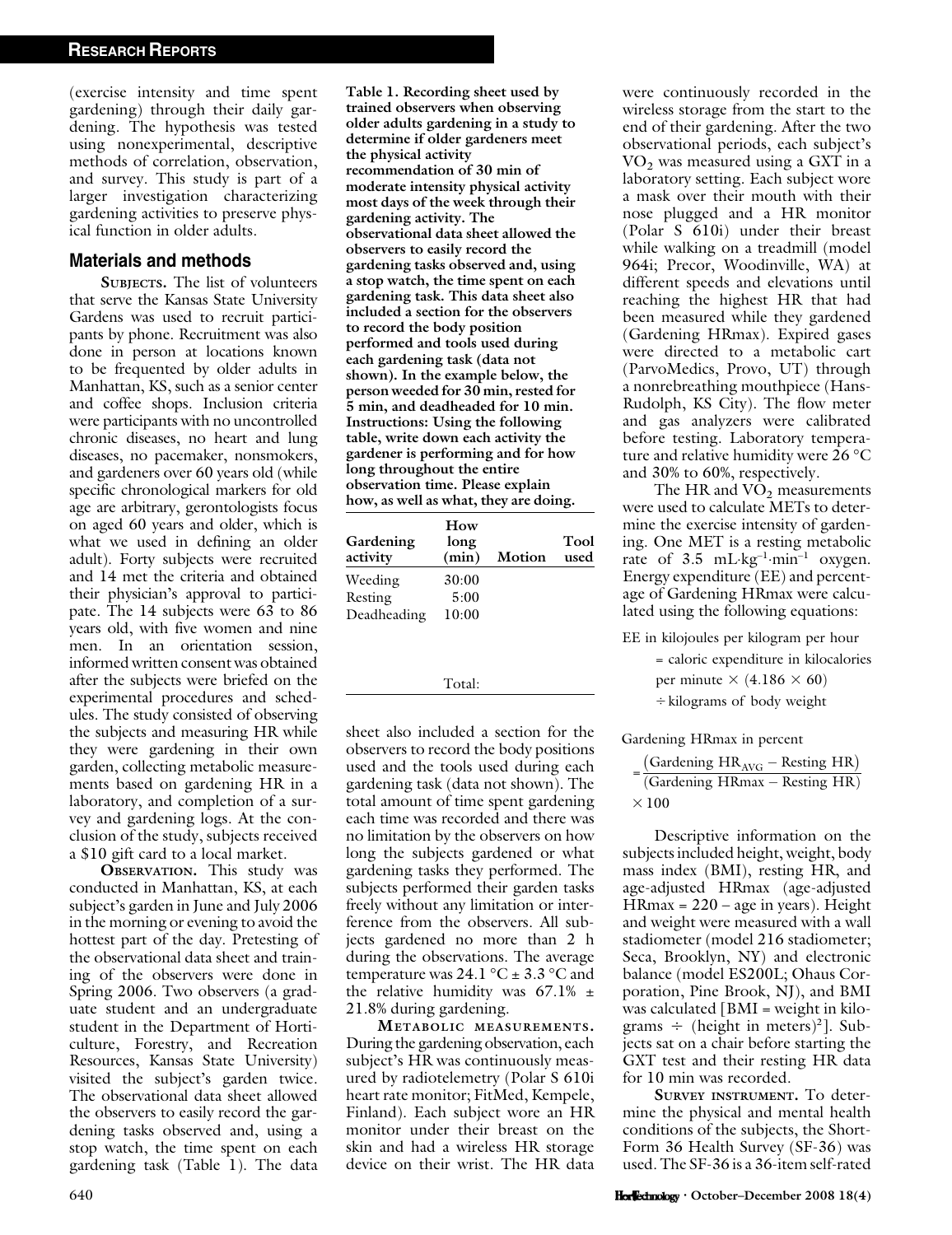(exercise intensity and time spent gardening) through their daily gardening. The hypothesis was tested using nonexperimental, descriptive methods of correlation, observation, and survey. This study is part of a larger investigation characterizing gardening activities to preserve physical function in older adults.

## Materials and methods

**Subjects.** The list of volunteers that serve the Kansas State University Gardens was used to recruit participants by phone. Recruitment was also done in person at locations known to be frequented by older adults in Manhattan, KS, such as a senior center and coffee shops. Inclusion criteria were participants with no uncontrolled chronic diseases, no heart and lung diseases, no pacemaker, nonsmokers, and gardeners over 60 years old (while specific chronological markers for old age are arbitrary, gerontologists focus on aged 60 years and older, which is what we used in defining an older adult). Forty subjects were recruited and 14 met the criteria and obtained their physician's approval to participate. The 14 subjects were 63 to 86 years old, with five women and nine men. In an orientation session, informed written consent was obtained after the subjects were briefed on the experimental procedures and schedules. The study consisted of observing the subjects and measuring HR while they were gardening in their own garden, collecting metabolic measurements based on gardening HR in a laboratory, and completion of a survey and gardening logs. At the conclusion of the study, subjects received a $10 gift card to a local market.

**Observation.** This study was conducted in Manhattan, KS, at each subject's garden in June and July 2006 in the morning or evening to avoid the hottest part of the day. Pretesting of the observational data sheet and training of the observers were done in Spring 2006. Two observers (a graduate student and an undergraduate student in the Department of Horticulture, Forestry, and Recreation Resources, Kansas State University) visited the subject's garden twice. The observational data sheet allowed the observers to easily record the gardening tasks observed and, using a stop watch, the time spent on each gardening task (Table 1). The data sheet also included a section for the observers to record the body positions used and the tools used during each gardening task (data not shown). The total amount of time spent gardening each time was recorded and there was no limitation by the observers on how long the subjects gardened or what gardening tasks they performed. The subjects performed their garden tasks freely without any limitation or interference from the observers. All subjects gardened no more than 2 h during the observations. The average temperature was 24.1 °C ± 3.3 °C and the relative humidity was 67.1% ± 21.8% during gardening.

**Table 1. Recording sheet used by trained observers when observing older adults gardening in a study to determine if older gardeners meet the physical activity recommendation of 30 min of moderate intensity physical activity most days of the week through their gardening activity. The observational data sheet allowed the observers to easily record the gardening tasks observed and, using a stop watch, the time spent on each gardening task. This data sheet also included a section for the observers to record the body position performed and tools used during each gardening task (data not shown). In the example below, the person weeded for 30 min, rested for 5 min, and deadheaded for 10 min. Instructions: Using the following table, write down each activity the gardener is performing and for how long throughout the entire observation time. Please explain how, as well as what, they are doing.**

| Gardening activity | How long (min) | Motion | Tool used |
|---|---|---|---|
| Weeding | 30:00 | | |
| Resting | 5:00 | | |
| Deadheading | 10:00 | | |
| | Total: | | |

**Metabolic measurements.** During the gardening observation, each subject's HR was continuously measured by radiotelemetry (Polar S 610i heart rate monitor; FitMed, Kempele, Finland). Each subject wore an HR monitor under their breast on the skin and had a wireless HR storage device on their wrist. The HR data were continuously recorded in the wireless storage from the start to the end of their gardening. After the two observational periods, each subject's $VO_2$ was measured using a GXT in a laboratory setting. Each subject wore a mask over their mouth with their nose plugged and a HR monitor (Polar S 610i) under their breast while walking on a treadmill (model 964i; Precor, Woodinville, WA) at different speeds and elevations until reaching the highest HR that had been measured while they gardened (Gardening HRmax). Expired gases were directed to a metabolic cart (ParvoMedics, Provo, UT) through a nonrebreathing mouthpiece (Hans-Rudolph, KS City). The flow meter and gas analyzers were calibrated before testing. Laboratory temperature and relative humidity were 26 °C and 30% to 60%, respectively.

The HR and $VO_2$ measurements were used to calculate METs to determine the exercise intensity of gardening. One MET is a resting metabolic rate of 3.5 $mL \cdot kg^{-1} \cdot min^{-1}$ oxygen. Energy expenditure (EE) and percentage of Gardening HRmax were calculated using the following equations:

$$\text{EE in kilojoules per kilogram per hour} = \text{caloric expenditure in kilocalories per minute} \times (4.186 \times 60) \div \text{kilograms of body weight}$$

$$\text{Gardening HRmax in percent} = \frac{(\text{Gardening HR}_{AVG} - \text{Resting HR})}{(\text{Gardening HRmax} - \text{Resting HR})} \times 100$$

Descriptive information on the subjects included height, weight, body mass index (BMI), resting HR, and age-adjusted HRmax (age-adjusted HRmax = 220 – age in years). Height and weight were measured with a wall stadiometer (model 216 stadiometer; Seca, Brooklyn, NY) and electronic balance (model ES200L; Ohaus Corporation, Pine Brook, NJ), and BMI was calculated [BMI = weight in kilograms ÷ (height in meters)$^2$]. Subjects sat on a chair before starting the GXT test and their resting HR data for 10 min was recorded.

**Survey instrument.** To determine the physical and mental health conditions of the subjects, the Short-Form 36 Health Survey (SF-36) was used. The SF-36 is a 36-item self-rated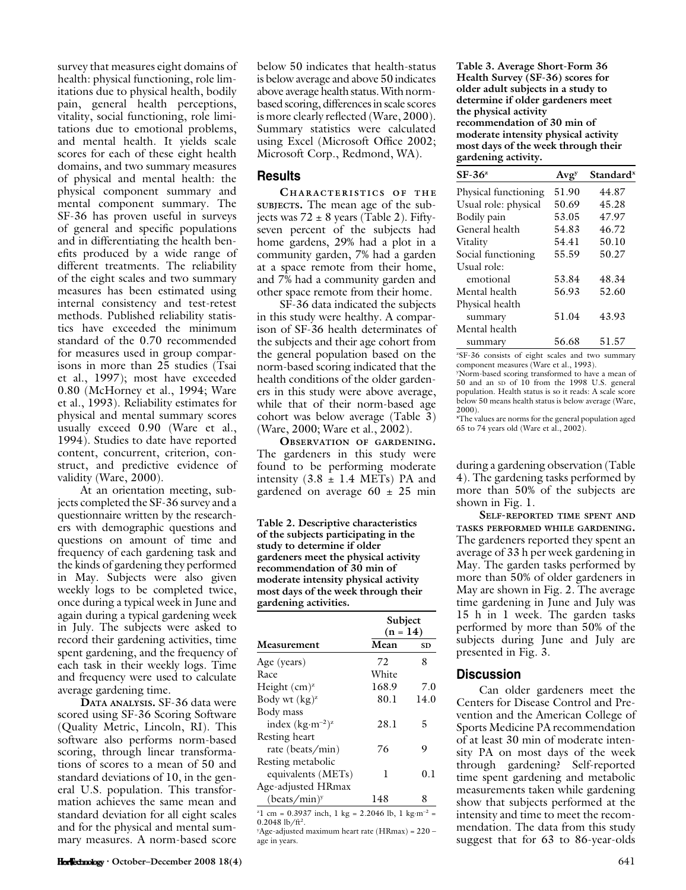survey that measures eight domains of health: physical functioning, role limitations due to physical health, bodily pain, general health perceptions, vitality, social functioning, role limitations due to emotional problems, and mental health. It yields scale scores for each of these eight health domains, and two summary measures of physical and mental health: the physical component summary and mental component summary. The SF-36 has proven useful in surveys of general and specific populations and in differentiating the health benefits produced by a wide range of different treatments. The reliability of the eight scales and two summary measures has been estimated using internal consistency and test-retest methods. Published reliability statistics have exceeded the minimum standard of the 0.70 recommended for measures used in group comparisons in more than 25 studies (Tsai et al., 1997); most have exceeded 0.80 (McHorney et al., 1994; Ware et al., 1993). Reliability estimates for physical and mental summary scores usually exceed 0.90 (Ware et al., 1994). Studies to date have reported content, concurrent, criterion, construct, and predictive evidence of validity (Ware, 2000).

At an orientation meeting, subjects completed the SF-36 survey and a questionnaire written by the researchers with demographic questions and questions on amount of time and frequency of each gardening task and the kinds of gardening they performed in May. Subjects were also given weekly logs to be completed twice, once during a typical week in June and again during a typical gardening week in July. The subjects were asked to record their gardening activities, time spent gardening, and the frequency of each task in their weekly logs. Time and frequency were used to calculate average gardening time.

**Data analysis.** SF-36 data were scored using SF-36 Scoring Software (Quality Metric, Lincoln, RI). This software also performs norm-based scoring, through linear transformations of scores to a mean of 50 and standard deviations of 10, in the general U.S. population. This transformation achieves the same mean and standard deviation for all eight scales and for the physical and mental summary measures. A norm-based score below 50 indicates that health-status is below average and above 50 indicates above average health status. With norm-based scoring, differences in scale scores is more clearly reflected (Ware, 2000). Summary statistics were calculated using Excel (Microsoft Office 2002; Microsoft Corp., Redmond, WA).

## Results

**Characteristics of the subjects.** The mean age of the subjects was 72 ± 8 years (Table 2). Fifty-seven percent of the subjects had home gardens, 29% had a plot in a community garden, 7% had a garden at a space remote from their home, and 7% had a community garden and other space remote from their home.

SF-36 data indicated the subjects in this study were healthy. A comparison of SF-36 health determinates of the subjects and their age cohort from the general population based on the norm-based scoring indicated that the health conditions of the older gardeners in this study were above average, while that of their norm-based age cohort was below average (Table 3) (Ware, 2000; Ware et al., 2002).

**Observation of gardening.** The gardeners in this study were found to be performing moderate intensity (3.8 ± 1.4 METs) PA and gardened on average 60 ± 25 min during a gardening observation (Table 4). The gardening tasks performed by more than 50% of the subjects are shown in Fig. 1.

**Table 2. Descriptive characteristics of the subjects participating in the study to determine if older gardeners meet the physical activity recommendation of 30 min of moderate intensity physical activity most days of the week through their gardening activities.**

| Measurement | Subject (n = 14) Mean | SD |
|---|---|---|
| Age (years) | 72 | 8 |
| Race | White | |
| Height (cm)[z] | 168.9 | 7.0 |
| Body wt (kg)[z] | 80.1 | 14.0 |
| Body mass index ($kg\cdot m^{-2}$)[z] | 28.1 | 5 |
| Resting heart rate (beats/min) | 76 | 9 |
| Resting metabolic equivalents (METs) | 1 | 0.1 |
| Age-adjusted HRmax (beats/min)[y] | 148 | 8 |

[z]1 cm = 0.3937 inch, 1 kg = 2.2046 lb, 1 $kg\cdot m^{-2}$ = 0.2048 $lb/ft^2$.
[y]Age-adjusted maximum heart rate (HRmax) = 220 – age in years.

**Table 3. Average Short-Form 36 Health Survey (SF-36) scores for older adult subjects in a study to determine if older gardeners meet the physical activity recommendation of 30 min of moderate intensity physical activity most days of the week through their gardening activity.**

| SF-36[z] | Avg[y] | Standard[x] |
|---|---|---|
| Physical functioning | 51.90 | 44.87 |
| Usual role: physical | 50.69 | 45.28 |
| Bodily pain | 53.05 | 47.97 |
| General health | 54.83 | 46.72 |
| Vitality | 54.41 | 50.10 |
| Social functioning | 55.59 | 50.27 |
| Usual role: emotional | 53.84 | 48.34 |
| Mental health | 56.93 | 52.60 |
| Physical health summary | 51.04 | 43.93 |
| Mental health summary | 56.68 | 51.57 |

[z]SF-36 consists of eight scales and two summary component measures (Ware et al., 1993).
[y]Norm-based scoring transformed to have a mean of 50 and an SD of 10 from the 1998 U.S. general population. Health status is so it reads: A scale score below 50 means health status is below average (Ware, 2000).
[x]The values are norms for the general population aged 65 to 74 years old (Ware et al., 2002).

**Self-reported time spent and tasks performed while gardening.** The gardeners reported they spent an average of 33 h per week gardening in May. The garden tasks performed by more than 50% of older gardeners in May are shown in Fig. 2. The average time gardening in June and July was 15 h in 1 week. The garden tasks performed by more than 50% of the subjects during June and July are presented in Fig. 3.

## Discussion

Can older gardeners meet the Centers for Disease Control and Prevention and the American College of Sports Medicine PA recommendation of at least 30 min of moderate intensity PA on most days of the week through gardening? Self-reported time spent gardening and metabolic measurements taken while gardening show that subjects performed at the intensity and time to meet the recommendation. The data from this study suggest that for 63 to 86-year-olds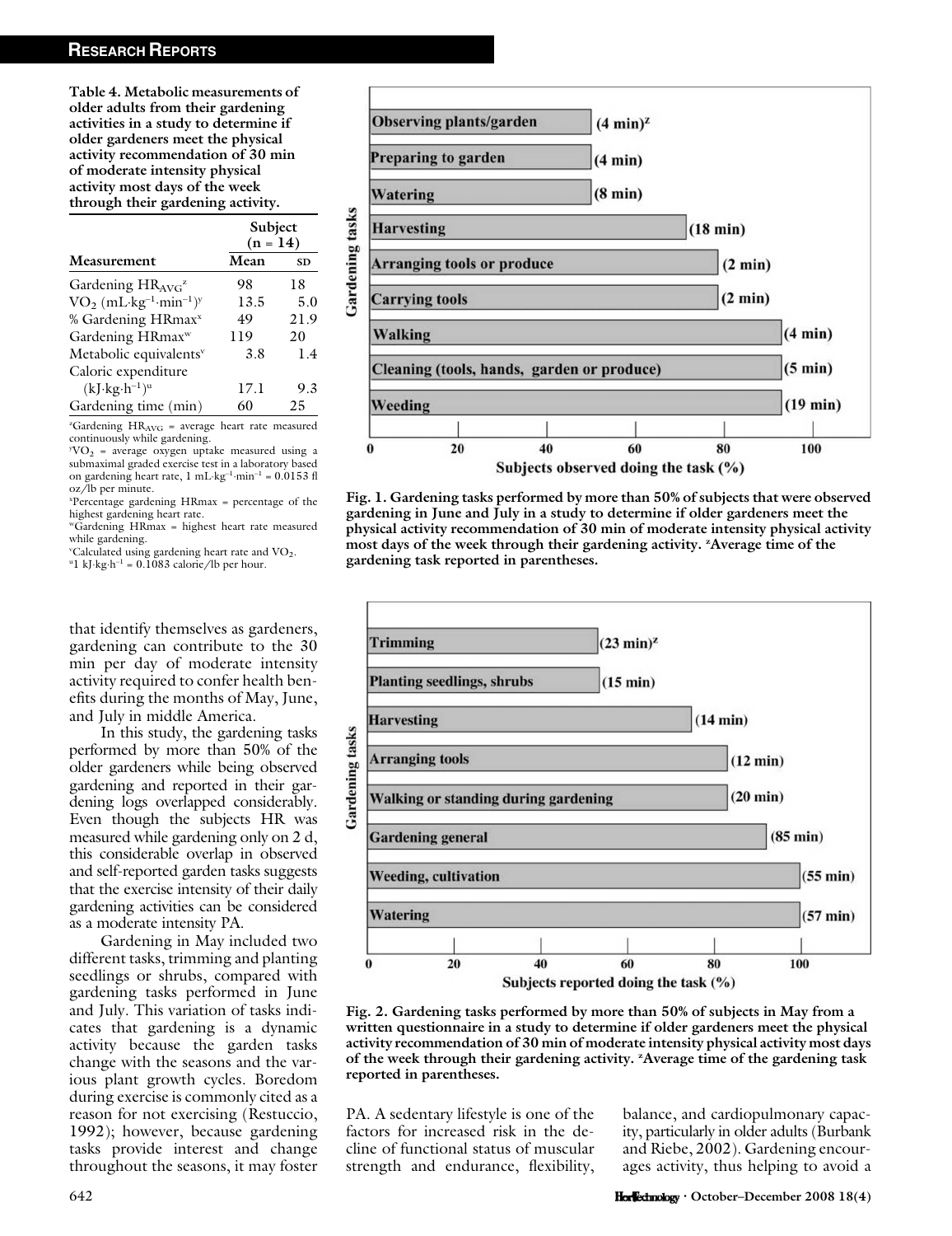**Table 4. Metabolic measurements of older adults from their gardening activities in a study to determine if older gardeners meet the physical activity recommendation of 30 min of moderate intensity physical activity most days of the week through their gardening activity.**

| Measurement | Subject (n = 14) | |
|---|---|---|
| | Mean | SD |
| Gardening $HR_{AVG}$[z] | 98 | 18 |
| $VO_2$ ($mL{\cdot}kg^{-1}{\cdot}min^{-1}$)[y] | 13.5 | 5.0 |
| % Gardening HRmax[x] | 49 | 21.9 |
| Gardening HRmax[w] | 119 | 20 |
| Metabolic equivalents[v] | 3.8 | 1.4 |
| Caloric expenditure ($kJ{\cdot}kg{\cdot}h^{-1}$)[u] | 17.1 | 9.3 |
| Gardening time (min) | 60 | 25 |

[z]Gardening $HR_{AVG}$ = average heart rate measured continuously while gardening.
[y]$VO_2$ = average oxygen uptake measured using a submaximal graded exercise test in a laboratory based on gardening heart rate, 1 $mL{\cdot}kg^{-1}{\cdot}min^{-1}$ = 0.0153 fl oz/lb per minute.
[x]Percentage gardening HRmax = percentage of the highest gardening heart rate.
[w]Gardening HRmax = highest heart rate measured while gardening.
[v]Calculated using gardening heart rate and $VO_2$.
[u]1 $kJ{\cdot}kg{\cdot}h^{-1}$ = 0.1083 calorie/lb per hour.

Fig. 1. Gardening tasks performed by more than 50% of subjects that were observed gardening in June and July in a study to determine if older gardeners meet the physical activity recommendation of 30 min of moderate intensity physical activity most days of the week through their gardening activity. [z]Average time of the gardening task reported in parentheses.

Fig. 2. Gardening tasks performed by more than 50% of subjects in May from a written questionnaire in a study to determine if older gardeners meet the physical activity recommendation of 30 min of moderate intensity physical activity most days of the week through their gardening activity. [z]Average time of the gardening task reported in parentheses.

that identify themselves as gardeners, gardening can contribute to the 30 min per day of moderate intensity activity required to confer health benefits during the months of May, June, and July in middle America.

In this study, the gardening tasks performed by more than 50% of the older gardeners while being observed gardening and reported in their gardening logs overlapped considerably. Even though the subjects HR was measured while gardening only on 2 d, this considerable overlap in observed and self-reported garden tasks suggests that the exercise intensity of their daily gardening activities can be considered as a moderate intensity PA.

Gardening in May included two different tasks, trimming and planting seedlings or shrubs, compared with gardening tasks performed in June and July. This variation of tasks indicates that gardening is a dynamic activity because the garden tasks change with the seasons and the various plant growth cycles. Boredom during exercise is commonly cited as a reason for not exercising (Restuccio, 1992); however, because gardening tasks provide interest and change throughout the seasons, it may foster PA. A sedentary lifestyle is one of the factors for increased risk in the decline of functional status of muscular strength and endurance, flexibility, balance, and cardiopulmonary capacity, particularly in older adults (Burbank and Riebe, 2002). Gardening encourages activity, thus helping to avoid a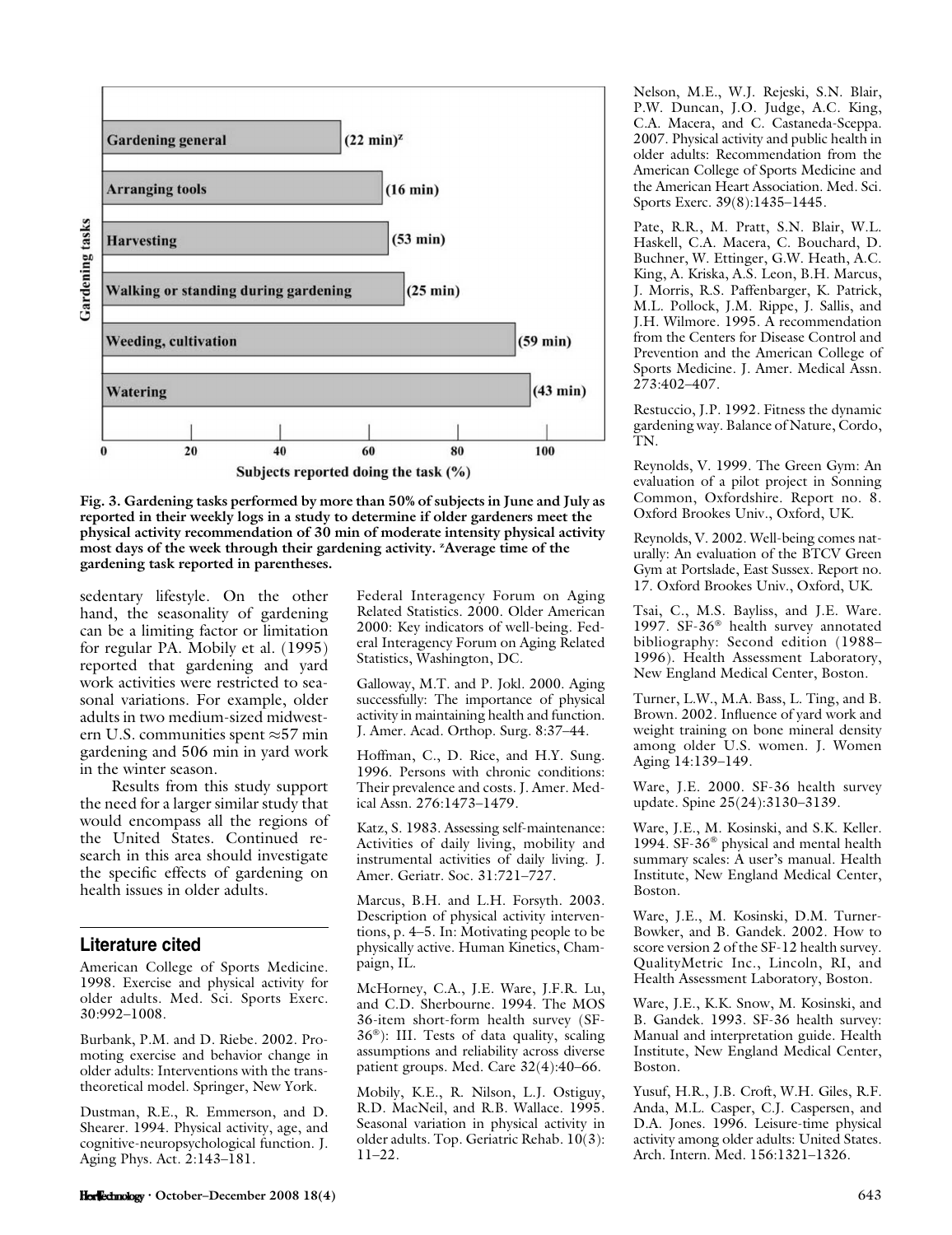Gardening tasks

Gardening general (22 min)[z]

Arranging tools (16 min)

Harvesting (53 min)

Walking or standing during gardening (25 min)

Weeding, cultivation (59 min)

Watering (43 min)

0 20 40 60 80 100

Subjects reported doing the task (%)

**Fig. 3. Gardening tasks performed by more than 50% of subjects in June and July as reported in their weekly logs in a study to determine if older gardeners meet the physical activity recommendation of 30 min of moderate intensity physical activity most days of the week through their gardening activity. [z]Average time of the gardening task reported in parentheses.**

sedentary lifestyle. On the other hand, the seasonality of gardening can be a limiting factor or limitation for regular PA. Mobily et al. (1995) reported that gardening and yard work activities were restricted to seasonal variations. For example, older adults in two medium-sized midwestern U.S. communities spent ≈57 min gardening and 506 min in yard work in the winter season.

Results from this study support the need for a larger similar study that would encompass all the regions of the United States. Continued research in this area should investigate the specific effects of gardening on health issues in older adults.

## Literature cited

American College of Sports Medicine. 1998. Exercise and physical activity for older adults. Med. Sci. Sports Exerc. 30:992–1008.

Burbank, P.M. and D. Riebe. 2002. Promoting exercise and behavior change in older adults: Interventions with the transtheoretical model. Springer, New York.

Dustman, R.E., R. Emmerson, and D. Shearer. 1994. Physical activity, age, and cognitive-neuropsychological function. J. Aging Phys. Act. 2:143–181.

Federal Interagency Forum on Aging Related Statistics. 2000. Older American 2000: Key indicators of well-being. Federal Interagency Forum on Aging Related Statistics, Washington, DC.

Galloway, M.T. and P. Jokl. 2000. Aging successfully: The importance of physical activity in maintaining health and function. J. Amer. Acad. Orthop. Surg. 8:37–44.

Hoffman, C., D. Rice, and H.Y. Sung. 1996. Persons with chronic conditions: Their prevalence and costs. J. Amer. Medical Assn. 276:1473–1479.

Katz, S. 1983. Assessing self-maintenance: Activities of daily living, mobility and instrumental activities of daily living. J. Amer. Geriatr. Soc. 31:721–727.

Marcus, B.H. and L.H. Forsyth. 2003. Description of physical activity interventions, p. 4–5. In: Motivating people to be physically active. Human Kinetics, Champaign, IL.

McHorney, C.A., J.E. Ware, J.F.R. Lu, and C.D. Sherbourne. 1994. The MOS 36-item short-form health survey (SF-36®): III. Tests of data quality, scaling assumptions and reliability across diverse patient groups. Med. Care 32(4):40–66.

Mobily, K.E., R. Nilson, L.J. Ostiguy, R.D. MacNeil, and R.B. Wallace. 1995. Seasonal variation in physical activity in older adults. Top. Geriatric Rehab. 10(3): 11–22.

Nelson, M.E., W.J. Rejeski, S.N. Blair, P.W. Duncan, J.O. Judge, A.C. King, C.A. Macera, and C. Castaneda-Sceppa. 2007. Physical activity and public health in older adults: Recommendation from the American College of Sports Medicine and the American Heart Association. Med. Sci. Sports Exerc. 39(8):1435–1445.

Pate, R.R., M. Pratt, S.N. Blair, W.L. Haskell, C.A. Macera, C. Bouchard, D. Buchner, W. Ettinger, G.W. Heath, A.C. King, A. Kriska, A.S. Leon, B.H. Marcus, J. Morris, R.S. Paffenbarger, K. Patrick, M.L. Pollock, J.M. Rippe, J. Sallis, and J.H. Wilmore. 1995. A recommendation from the Centers for Disease Control and Prevention and the American College of Sports Medicine. J. Amer. Medical Assn. 273:402–407.

Restuccio, J.P. 1992. Fitness the dynamic gardening way. Balance of Nature, Cordo, TN.

Reynolds, V. 1999. The Green Gym: An evaluation of a pilot project in Sonning Common, Oxfordshire. Report no. 8. Oxford Brookes Univ., Oxford, UK.

Reynolds, V. 2002. Well-being comes naturally: An evaluation of the BTCV Green Gym at Portslade, East Sussex. Report no. 17. Oxford Brookes Univ., Oxford, UK.

Tsai, C., M.S. Bayliss, and J.E. Ware. 1997. SF-36® health survey annotated bibliography: Second edition (1988–1996). Health Assessment Laboratory, New England Medical Center, Boston.

Turner, L.W., M.A. Bass, L. Ting, and B. Brown. 2002. Influence of yard work and weight training on bone mineral density among older U.S. women. J. Women Aging 14:139–149.

Ware, J.E. 2000. SF-36 health survey update. Spine 25(24):3130–3139.

Ware, J.E., M. Kosinski, and S.K. Keller. 1994. SF-36® physical and mental health summary scales: A user's manual. Health Institute, New England Medical Center, Boston.

Ware, J.E., M. Kosinski, D.M. Turner-Bowker, and B. Gandek. 2002. How to score version 2 of the SF-12 health survey. QualityMetric Inc., Lincoln, RI, and Health Assessment Laboratory, Boston.

Ware, J.E., K.K. Snow, M. Kosinski, and B. Gandek. 1993. SF-36 health survey: Manual and interpretation guide. Health Institute, New England Medical Center, Boston.

Yusuf, H.R., J.B. Croft, W.H. Giles, R.F. Anda, M.L. Casper, C.J. Caspersen, and D.A. Jones. 1996. Leisure-time physical activity among older adults: United States. Arch. Intern. Med. 156:1321–1326.